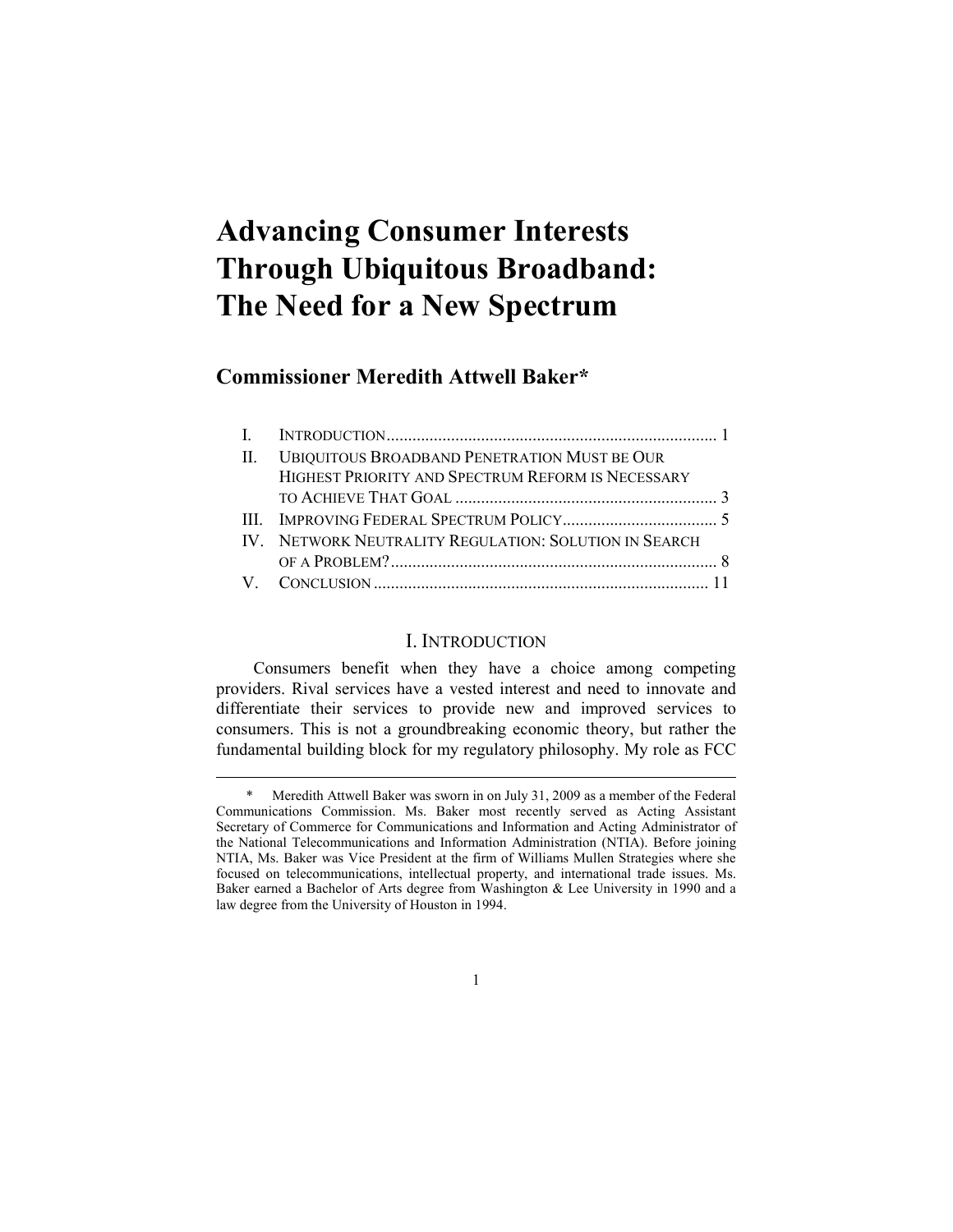# Advancing Consumer Interests Through Ubiquitous Broadband: The Need for a New Spectrum

## Commissioner Meredith Attwell Baker*

| | | |
|---|---|---|
| I. | INTRODUCTION | 1 |
| II. | UBIQUITOUS BROADBAND PENETRATION MUST BE OUR HIGHEST PRIORITY AND SPECTRUM REFORM IS NECESSARY TO ACHIEVE THAT GOAL | 3 |
| III. | IMPROVING FEDERAL SPECTRUM POLICY | 5 |
| IV. | NETWORK NEUTRALITY REGULATION: SOLUTION IN SEARCH OF A PROBLEM? | 8 |
| V. | CONCLUSION | 11 |

## I. INTRODUCTION

Consumers benefit when they have a choice among competing providers. Rival services have a vested interest and need to innovate and differentiate their services to provide new and improved services to consumers. This is not a groundbreaking economic theory, but rather the fundamental building block for my regulatory philosophy. My role as FCC

---

\* Meredith Attwell Baker was sworn in on July 31, 2009 as a member of the Federal Communications Commission. Ms. Baker most recently served as Acting Assistant Secretary of Commerce for Communications and Information and Acting Administrator of the National Telecommunications and Information Administration (NTIA). Before joining NTIA, Ms. Baker was Vice President at the firm of Williams Mullen Strategies where she focused on telecommunications, intellectual property, and international trade issues. Ms. Baker earned a Bachelor of Arts degree from Washington & Lee University in 1990 and a law degree from the University of Houston in 1994.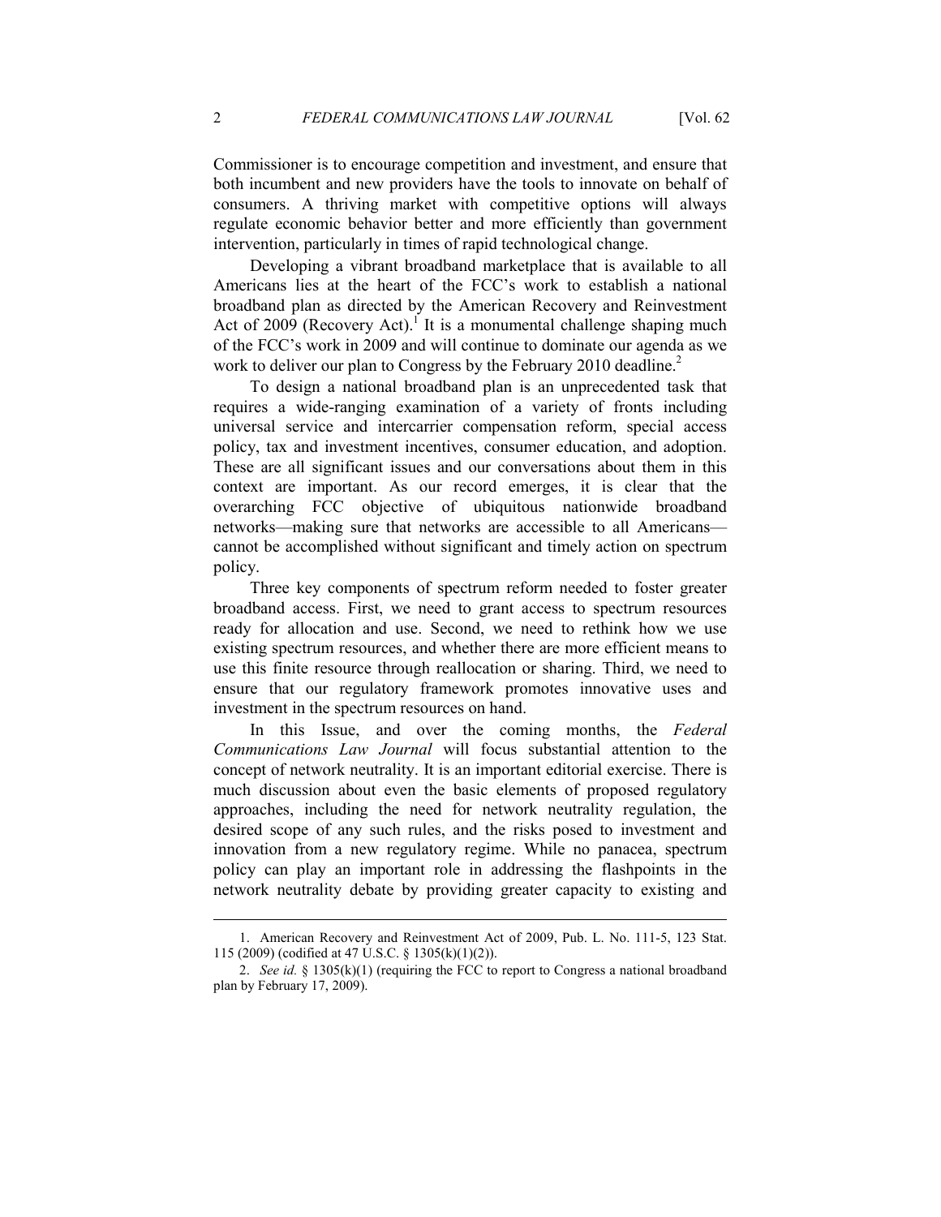Commissioner is to encourage competition and investment, and ensure that both incumbent and new providers have the tools to innovate on behalf of consumers. A thriving market with competitive options will always regulate economic behavior better and more efficiently than government intervention, particularly in times of rapid technological change.

Developing a vibrant broadband marketplace that is available to all Americans lies at the heart of the FCC's work to establish a national broadband plan as directed by the American Recovery and Reinvestment Act of 2009 (Recovery Act).[1] It is a monumental challenge shaping much of the FCC's work in 2009 and will continue to dominate our agenda as we work to deliver our plan to Congress by the February 2010 deadline.[2]

To design a national broadband plan is an unprecedented task that requires a wide-ranging examination of a variety of fronts including universal service and intercarrier compensation reform, special access policy, tax and investment incentives, consumer education, and adoption. These are all significant issues and our conversations about them in this context are important. As our record emerges, it is clear that the overarching FCC objective of ubiquitous nationwide broadband networks—making sure that networks are accessible to all Americans—cannot be accomplished without significant and timely action on spectrum policy.

Three key components of spectrum reform needed to foster greater broadband access. First, we need to grant access to spectrum resources ready for allocation and use. Second, we need to rethink how we use existing spectrum resources, and whether there are more efficient means to use this finite resource through reallocation or sharing. Third, we need to ensure that our regulatory framework promotes innovative uses and investment in the spectrum resources on hand.

In this Issue, and over the coming months, the *Federal Communications Law Journal* will focus substantial attention to the concept of network neutrality. It is an important editorial exercise. There is much discussion about even the basic elements of proposed regulatory approaches, including the need for network neutrality regulation, the desired scope of any such rules, and the risks posed to investment and innovation from a new regulatory regime. While no panacea, spectrum policy can play an important role in addressing the flashpoints in the network neutrality debate by providing greater capacity to existing and

---

1. American Recovery and Reinvestment Act of 2009, Pub. L. No. 111-5, 123 Stat. 115 (2009) (codified at 47 U.S.C. § 1305(k)(1)(2)).

2. *See id.* § 1305(k)(1) (requiring the FCC to report to Congress a national broadband plan by February 17, 2009).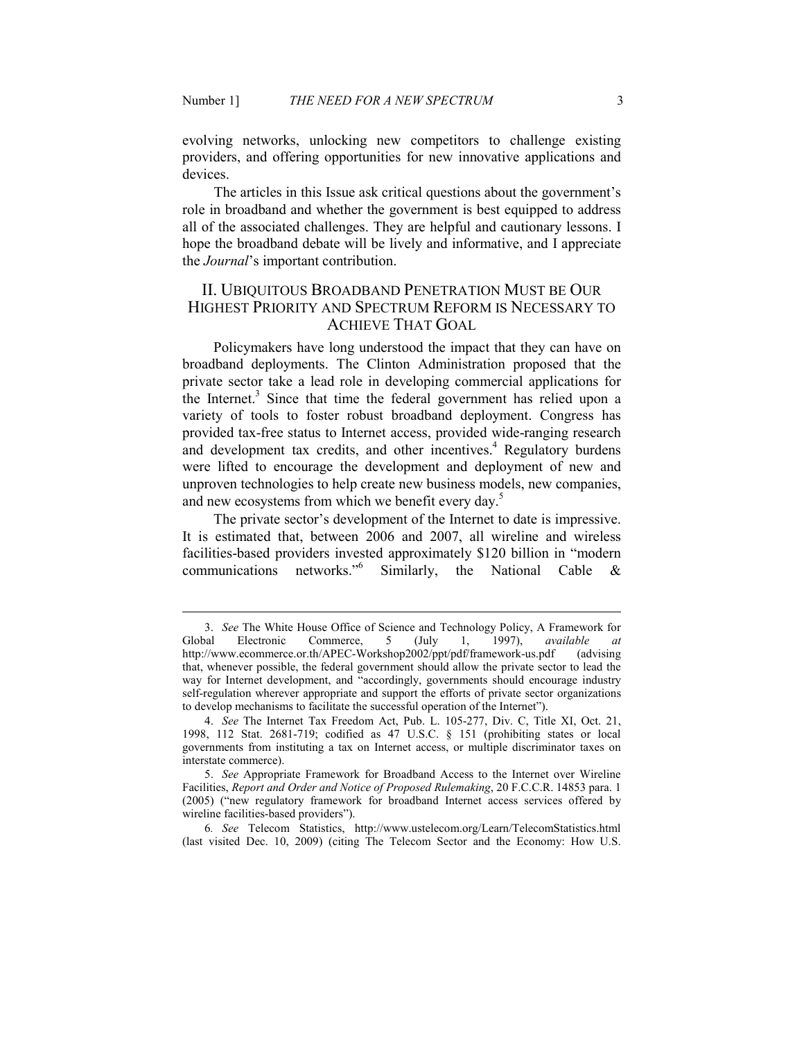evolving networks, unlocking new competitors to challenge existing providers, and offering opportunities for new innovative applications and devices.

The articles in this Issue ask critical questions about the government's role in broadband and whether the government is best equipped to address all of the associated challenges. They are helpful and cautionary lessons. I hope the broadband debate will be lively and informative, and I appreciate the *Journal*'s important contribution.

## II. UBIQUITOUS BROADBAND PENETRATION MUST BE OUR HIGHEST PRIORITY AND SPECTRUM REFORM IS NECESSARY TO ACHIEVE THAT GOAL

Policymakers have long understood the impact that they can have on broadband deployments. The Clinton Administration proposed that the private sector take a lead role in developing commercial applications for the Internet.[3] Since that time the federal government has relied upon a variety of tools to foster robust broadband deployment. Congress has provided tax-free status to Internet access, provided wide-ranging research and development tax credits, and other incentives.[4] Regulatory burdens were lifted to encourage the development and deployment of new and unproven technologies to help create new business models, new companies, and new ecosystems from which we benefit every day.[5]

The private sector's development of the Internet to date is impressive. It is estimated that, between 2006 and 2007, all wireline and wireless facilities-based providers invested approximately \$120 billion in "modern communications networks."[6] Similarly, the National Cable &

---

3. *See* The White House Office of Science and Technology Policy, A Framework for Global Electronic Commerce, 5 (July 1, 1997), *available at* http://www.ecommerce.or.th/APEC-Workshop2002/ppt/pdf/framework-us.pdf (advising that, whenever possible, the federal government should allow the private sector to lead the way for Internet development, and "accordingly, governments should encourage industry self-regulation wherever appropriate and support the efforts of private sector organizations to develop mechanisms to facilitate the successful operation of the Internet").

4. *See* The Internet Tax Freedom Act, Pub. L. 105-277, Div. C, Title XI, Oct. 21, 1998, 112 Stat. 2681-719; codified as 47 U.S.C. § 151 (prohibiting states or local governments from instituting a tax on Internet access, or multiple discriminator taxes on interstate commerce).

5. *See* Appropriate Framework for Broadband Access to the Internet over Wireline Facilities, *Report and Order and Notice of Proposed Rulemaking*, 20 F.C.C.R. 14853 para. 1 (2005) ("new regulatory framework for broadband Internet access services offered by wireline facilities-based providers").

6. *See* Telecom Statistics, http://www.ustelecom.org/Learn/TelecomStatistics.html (last visited Dec. 10, 2009) (citing The Telecom Sector and the Economy: How U.S.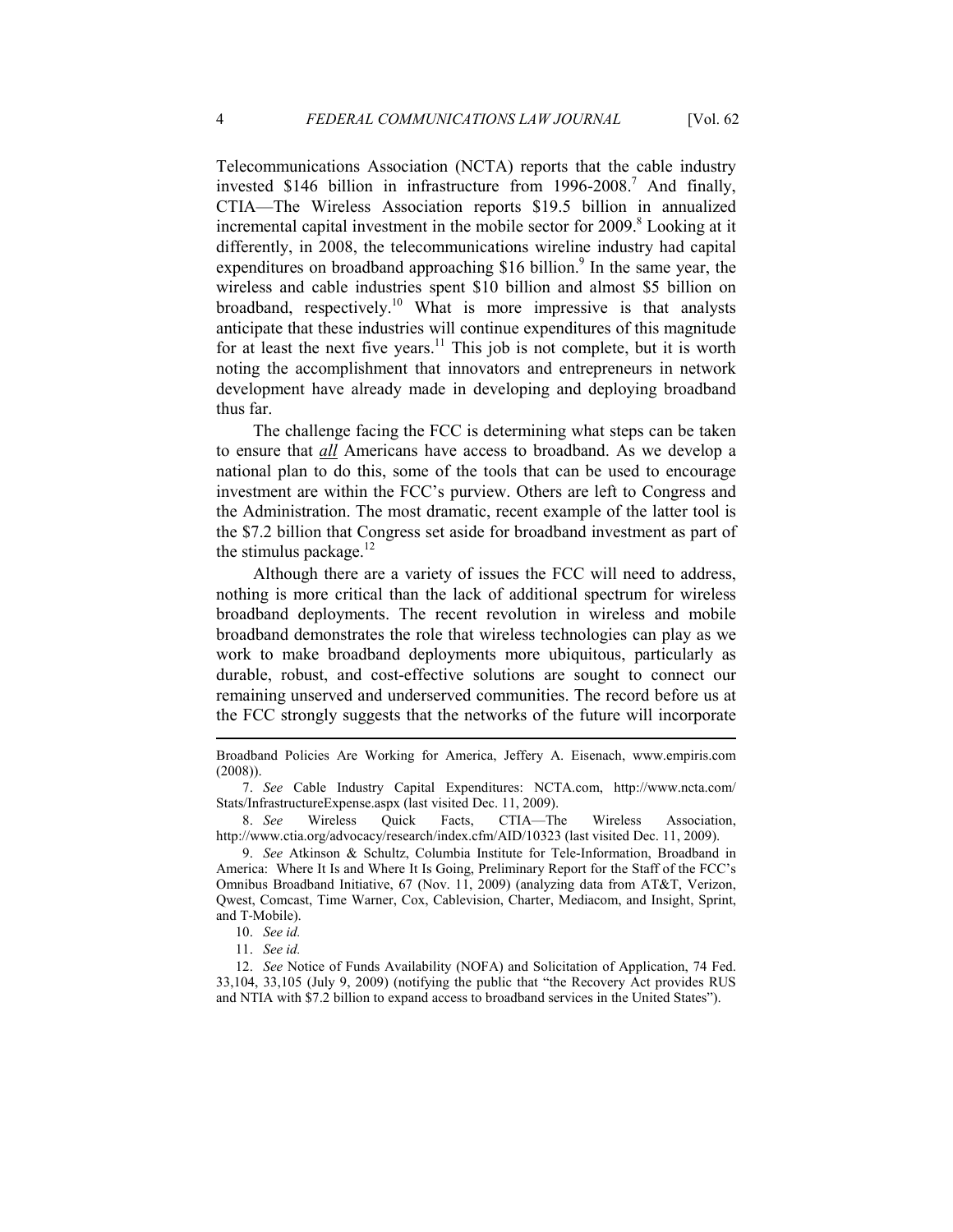Telecommunications Association (NCTA) reports that the cable industry invested $146 billion in infrastructure from 1996-2008.[7] And finally, CTIA—The Wireless Association reports $19.5 billion in annualized incremental capital investment in the mobile sector for 2009.[8] Looking at it differently, in 2008, the telecommunications wireline industry had capital expenditures on broadband approaching $16 billion.[9] In the same year, the wireless and cable industries spent $10 billion and almost $5 billion on broadband, respectively.[10] What is more impressive is that analysts anticipate that these industries will continue expenditures of this magnitude for at least the next five years.[11] This job is not complete, but it is worth noting the accomplishment that innovators and entrepreneurs in network development have already made in developing and deploying broadband thus far.

The challenge facing the FCC is determining what steps can be taken to ensure that ***all*** Americans have access to broadband. As we develop a national plan to do this, some of the tools that can be used to encourage investment are within the FCC's purview. Others are left to Congress and the Administration. The most dramatic, recent example of the latter tool is the $7.2 billion that Congress set aside for broadband investment as part of the stimulus package.[12]

Although there are a variety of issues the FCC will need to address, nothing is more critical than the lack of additional spectrum for wireless broadband deployments. The recent revolution in wireless and mobile broadband demonstrates the role that wireless technologies can play as we work to make broadband deployments more ubiquitous, particularly as durable, robust, and cost-effective solutions are sought to connect our remaining unserved and underserved communities. The record before us at the FCC strongly suggests that the networks of the future will incorporate

---

Broadband Policies Are Working for America, Jeffery A. Eisenach, www.empiris.com (2008)).

7. *See* Cable Industry Capital Expenditures: NCTA.com, http://www.ncta.com/Stats/InfrastructureExpense.aspx (last visited Dec. 11, 2009).

8. *See* Wireless Quick Facts, CTIA—The Wireless Association, http://www.ctia.org/advocacy/research/index.cfm/AID/10323 (last visited Dec. 11, 2009).

9. *See* Atkinson & Schultz, Columbia Institute for Tele-Information, Broadband in America: Where It Is and Where It Is Going, Preliminary Report for the Staff of the FCC's Omnibus Broadband Initiative, 67 (Nov. 11, 2009) (analyzing data from AT&T, Verizon, Qwest, Comcast, Time Warner, Cox, Cablevision, Charter, Mediacom, and Insight, Sprint, and T-Mobile).

10. *See id.*

11. *See id.*

12. *See* Notice of Funds Availability (NOFA) and Solicitation of Application, 74 Fed. 33,104, 33,105 (July 9, 2009) (notifying the public that "the Recovery Act provides RUS and NTIA with $7.2 billion to expand access to broadband services in the United States").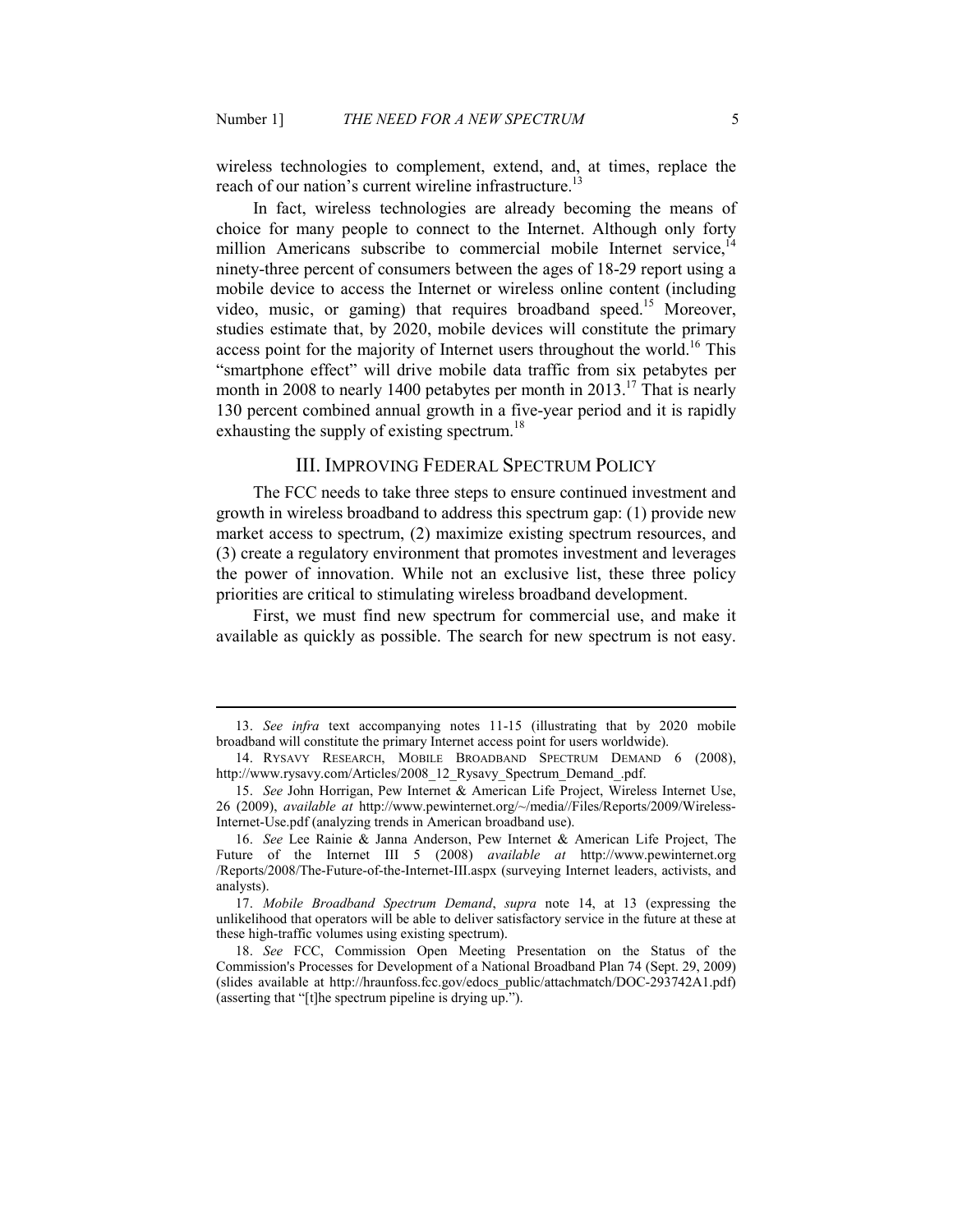wireless technologies to complement, extend, and, at times, replace the reach of our nation's current wireline infrastructure.[13]

In fact, wireless technologies are already becoming the means of choice for many people to connect to the Internet. Although only forty million Americans subscribe to commercial mobile Internet service,[14] ninety-three percent of consumers between the ages of 18-29 report using a mobile device to access the Internet or wireless online content (including video, music, or gaming) that requires broadband speed.[15] Moreover, studies estimate that, by 2020, mobile devices will constitute the primary access point for the majority of Internet users throughout the world.[16] This "smartphone effect" will drive mobile data traffic from six petabytes per month in 2008 to nearly 1400 petabytes per month in 2013.[17] That is nearly 130 percent combined annual growth in a five-year period and it is rapidly exhausting the supply of existing spectrum.[18]

## III. Improving Federal Spectrum Policy

The FCC needs to take three steps to ensure continued investment and growth in wireless broadband to address this spectrum gap: (1) provide new market access to spectrum, (2) maximize existing spectrum resources, and (3) create a regulatory environment that promotes investment and leverages the power of innovation. While not an exclusive list, these three policy priorities are critical to stimulating wireless broadband development.

First, we must find new spectrum for commercial use, and make it available as quickly as possible. The search for new spectrum is not easy.

---

13. *See infra* text accompanying notes 11-15 (illustrating that by 2020 mobile broadband will constitute the primary Internet access point for users worldwide).

14. Rysavy Research, Mobile Broadband Spectrum Demand 6 (2008), http://www.rysavy.com/Articles/2008_12_Rysavy_Spectrum_Demand_.pdf.

15. *See* John Horrigan, Pew Internet & American Life Project, Wireless Internet Use, 26 (2009), *available at* http://www.pewinternet.org/~/media//Files/Reports/2009/Wireless-Internet-Use.pdf (analyzing trends in American broadband use).

16. *See* Lee Rainie & Janna Anderson, Pew Internet & American Life Project, The Future of the Internet III 5 (2008) *available at* http://www.pewinternet.org /Reports/2008/The-Future-of-the-Internet-III.aspx (surveying Internet leaders, activists, and analysts).

17. *Mobile Broadband Spectrum Demand*, *supra* note 14, at 13 (expressing the unlikelihood that operators will be able to deliver satisfactory service in the future at these at these high-traffic volumes using existing spectrum).

18. *See* FCC, Commission Open Meeting Presentation on the Status of the Commission's Processes for Development of a National Broadband Plan 74 (Sept. 29, 2009) (slides available at http://hraunfoss.fcc.gov/edocs_public/attachmatch/DOC-293742A1.pdf) (asserting that "[t]he spectrum pipeline is drying up.").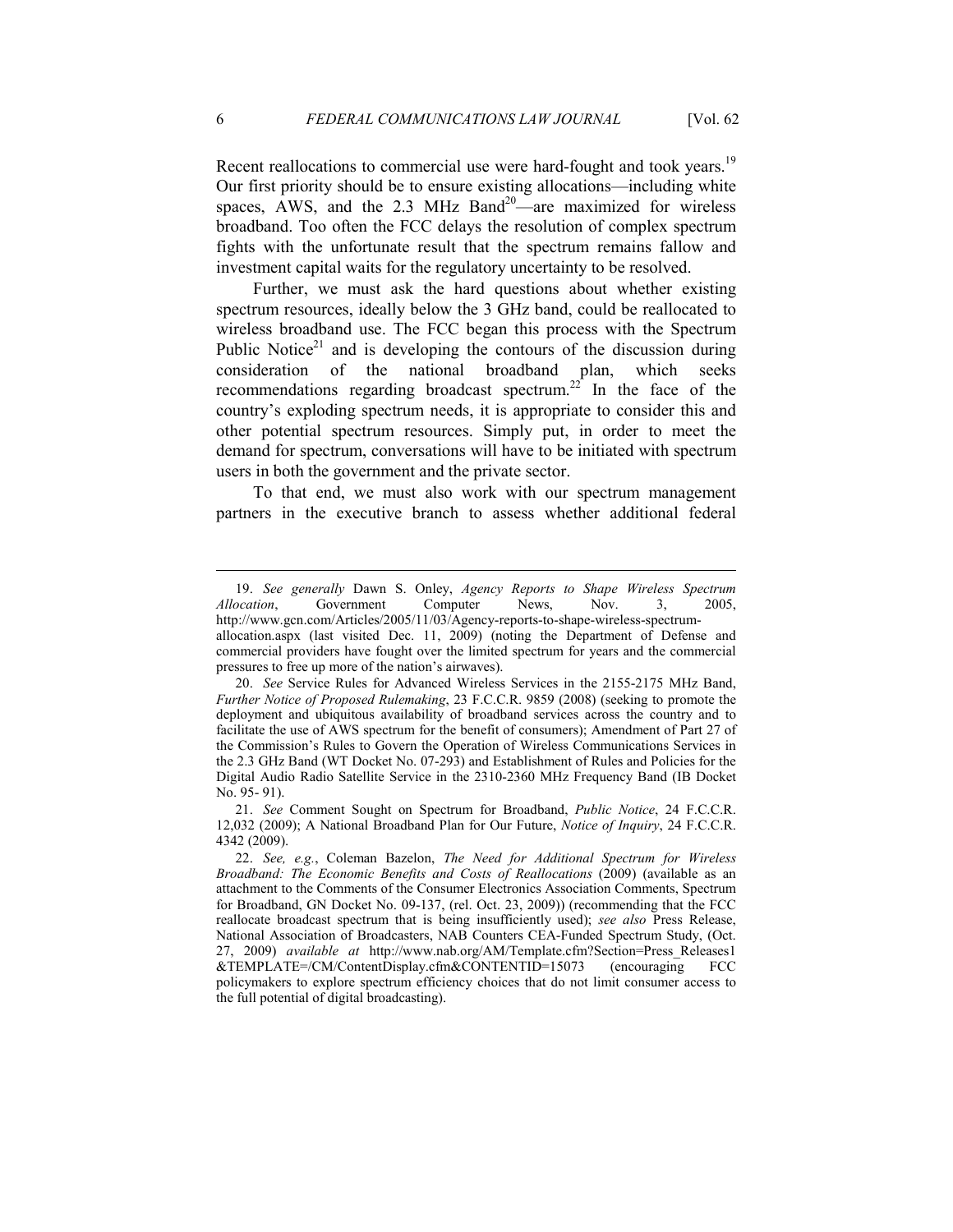Recent reallocations to commercial use were hard-fought and took years.[19] Our first priority should be to ensure existing allocations—including white spaces, AWS, and the 2.3 MHz Band[20]—are maximized for wireless broadband. Too often the FCC delays the resolution of complex spectrum fights with the unfortunate result that the spectrum remains fallow and investment capital waits for the regulatory uncertainty to be resolved.

Further, we must ask the hard questions about whether existing spectrum resources, ideally below the 3 GHz band, could be reallocated to wireless broadband use. The FCC began this process with the Spectrum Public Notice[21] and is developing the contours of the discussion during consideration of the national broadband plan, which seeks recommendations regarding broadcast spectrum.[22] In the face of the country's exploding spectrum needs, it is appropriate to consider this and other potential spectrum resources. Simply put, in order to meet the demand for spectrum, conversations will have to be initiated with spectrum users in both the government and the private sector.

To that end, we must also work with our spectrum management partners in the executive branch to assess whether additional federal

---

19. *See generally* Dawn S. Onley, *Agency Reports to Shape Wireless Spectrum Allocation*, Government Computer News, Nov. 3, 2005, http://www.gcn.com/Articles/2005/11/03/Agency-reports-to-shape-wireless-spectrum-allocation.aspx (last visited Dec. 11, 2009) (noting the Department of Defense and commercial providers have fought over the limited spectrum for years and the commercial pressures to free up more of the nation's airwaves).

20. *See* Service Rules for Advanced Wireless Services in the 2155-2175 MHz Band, *Further Notice of Proposed Rulemaking*, 23 F.C.C.R. 9859 (2008) (seeking to promote the deployment and ubiquitous availability of broadband services across the country and to facilitate the use of AWS spectrum for the benefit of consumers); Amendment of Part 27 of the Commission's Rules to Govern the Operation of Wireless Communications Services in the 2.3 GHz Band (WT Docket No. 07-293) and Establishment of Rules and Policies for the Digital Audio Radio Satellite Service in the 2310-2360 MHz Frequency Band (IB Docket No. 95- 91).

21. *See* Comment Sought on Spectrum for Broadband, *Public Notice*, 24 F.C.C.R. 12,032 (2009); A National Broadband Plan for Our Future, *Notice of Inquiry*, 24 F.C.C.R. 4342 (2009).

22. *See, e.g.*, Coleman Bazelon, *The Need for Additional Spectrum for Wireless Broadband: The Economic Benefits and Costs of Reallocations* (2009) (available as an attachment to the Comments of the Consumer Electronics Association Comments, Spectrum for Broadband, GN Docket No. 09-137, (rel. Oct. 23, 2009)) (recommending that the FCC reallocate broadcast spectrum that is being insufficiently used); *see also* Press Release, National Association of Broadcasters, NAB Counters CEA-Funded Spectrum Study, (Oct. 27, 2009) *available at* http://www.nab.org/AM/Template.cfm?Section=Press_Releases1&TEMPLATE=/CM/ContentDisplay.cfm&CONTENTID=15073 (encouraging FCC policymakers to explore spectrum efficiency choices that do not limit consumer access to the full potential of digital broadcasting).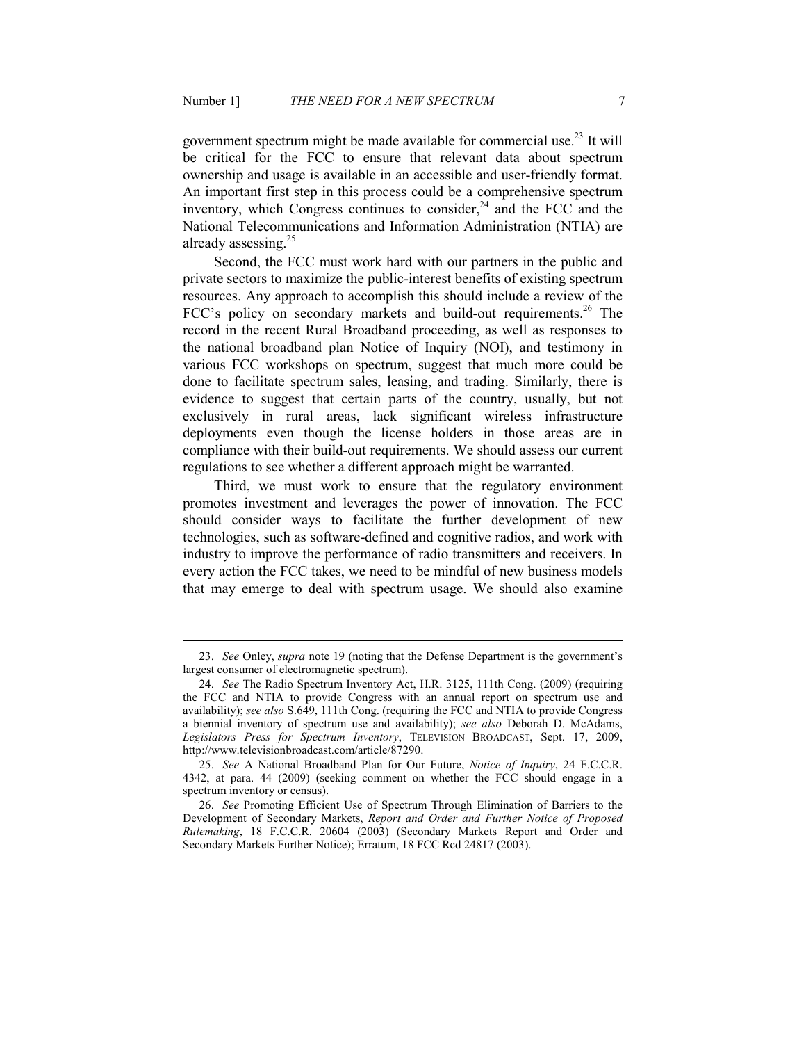government spectrum might be made available for commercial use.[23] It will be critical for the FCC to ensure that relevant data about spectrum ownership and usage is available in an accessible and user-friendly format. An important first step in this process could be a comprehensive spectrum inventory, which Congress continues to consider,[24] and the FCC and the National Telecommunications and Information Administration (NTIA) are already assessing.[25]

Second, the FCC must work hard with our partners in the public and private sectors to maximize the public-interest benefits of existing spectrum resources. Any approach to accomplish this should include a review of the FCC's policy on secondary markets and build-out requirements.[26] The record in the recent Rural Broadband proceeding, as well as responses to the national broadband plan Notice of Inquiry (NOI), and testimony in various FCC workshops on spectrum, suggest that much more could be done to facilitate spectrum sales, leasing, and trading. Similarly, there is evidence to suggest that certain parts of the country, usually, but not exclusively in rural areas, lack significant wireless infrastructure deployments even though the license holders in those areas are in compliance with their build-out requirements. We should assess our current regulations to see whether a different approach might be warranted.

Third, we must work to ensure that the regulatory environment promotes investment and leverages the power of innovation. The FCC should consider ways to facilitate the further development of new technologies, such as software-defined and cognitive radios, and work with industry to improve the performance of radio transmitters and receivers. In every action the FCC takes, we need to be mindful of new business models that may emerge to deal with spectrum usage. We should also examine

---

23. *See* Onley, *supra* note 19 (noting that the Defense Department is the government's largest consumer of electromagnetic spectrum).

24. *See* The Radio Spectrum Inventory Act, H.R. 3125, 111th Cong. (2009) (requiring the FCC and NTIA to provide Congress with an annual report on spectrum use and availability); *see also* S.649, 111th Cong. (requiring the FCC and NTIA to provide Congress a biennial inventory of spectrum use and availability); *see also* Deborah D. McAdams, *Legislators Press for Spectrum Inventory*, TELEVISION BROADCAST, Sept. 17, 2009, http://www.televisionbroadcast.com/article/87290.

25. *See* A National Broadband Plan for Our Future, *Notice of Inquiry*, 24 F.C.C.R. 4342, at para. 44 (2009) (seeking comment on whether the FCC should engage in a spectrum inventory or census).

26. *See* Promoting Efficient Use of Spectrum Through Elimination of Barriers to the Development of Secondary Markets, *Report and Order and Further Notice of Proposed Rulemaking*, 18 F.C.C.R. 20604 (2003) (Secondary Markets Report and Order and Secondary Markets Further Notice); Erratum, 18 FCC Rcd 24817 (2003).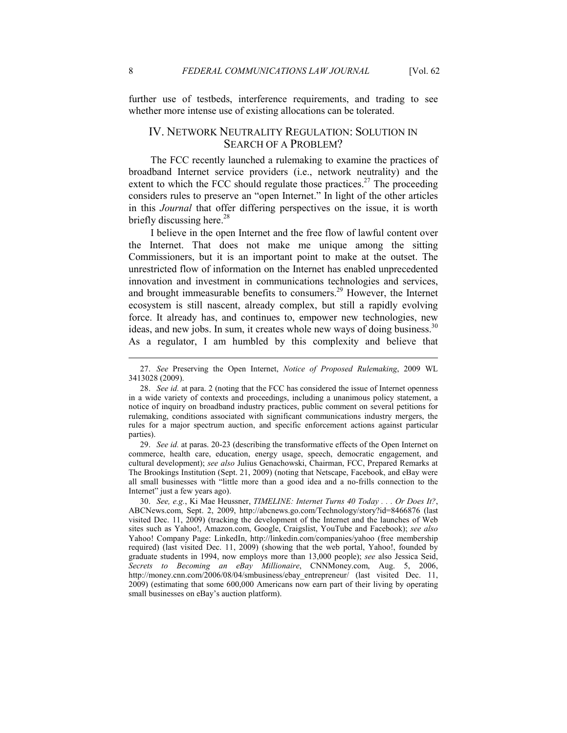further use of testbeds, interference requirements, and trading to see whether more intense use of existing allocations can be tolerated.

## IV. NETWORK NEUTRALITY REGULATION: SOLUTION IN SEARCH OF A PROBLEM?

The FCC recently launched a rulemaking to examine the practices of broadband Internet service providers (i.e., network neutrality) and the extent to which the FCC should regulate those practices.[27] The proceeding considers rules to preserve an "open Internet." In light of the other articles in this *Journal* that offer differing perspectives on the issue, it is worth briefly discussing here.[28]

I believe in the open Internet and the free flow of lawful content over the Internet. That does not make me unique among the sitting Commissioners, but it is an important point to make at the outset. The unrestricted flow of information on the Internet has enabled unprecedented innovation and investment in communications technologies and services, and brought immeasurable benefits to consumers.[29] However, the Internet ecosystem is still nascent, already complex, but still a rapidly evolving force. It already has, and continues to, empower new technologies, new ideas, and new jobs. In sum, it creates whole new ways of doing business.[30] As a regulator, I am humbled by this complexity and believe that

---

27. *See* Preserving the Open Internet, *Notice of Proposed Rulemaking*, 2009 WL 3413028 (2009).

28. *See id.* at para. 2 (noting that the FCC has considered the issue of Internet openness in a wide variety of contexts and proceedings, including a unanimous policy statement, a notice of inquiry on broadband industry practices, public comment on several petitions for rulemaking, conditions associated with significant communications industry mergers, the rules for a major spectrum auction, and specific enforcement actions against particular parties).

29. *See id.* at paras. 20-23 (describing the transformative effects of the Open Internet on commerce, health care, education, energy usage, speech, democratic engagement, and cultural development); *see also* Julius Genachowski, Chairman, FCC, Prepared Remarks at The Brookings Institution (Sept. 21, 2009) (noting that Netscape, Facebook, and eBay were all small businesses with "little more than a good idea and a no-frills connection to the Internet" just a few years ago).

30. *See, e.g.*, Ki Mae Heussner, *TIMELINE: Internet Turns 40 Today . . . Or Does It?*, ABCNews.com, Sept. 2, 2009, http://abcnews.go.com/Technology/story?id=8466876 (last visited Dec. 11, 2009) (tracking the development of the Internet and the launches of Web sites such as Yahoo!, Amazon.com, Google, Craigslist, YouTube and Facebook); *see also* Yahoo! Company Page: LinkedIn, http://linkedin.com/companies/yahoo (free membership required) (last visited Dec. 11, 2009) (showing that the web portal, Yahoo!, founded by graduate students in 1994, now employs more than 13,000 people); *see* also Jessica Seid, *Secrets to Becoming an eBay Millionaire*, CNNMoney.com, Aug. 5, 2006, http://money.cnn.com/2006/08/04/smbusiness/ebay_entrepreneur/ (last visited Dec. 11, 2009) (estimating that some 600,000 Americans now earn part of their living by operating small businesses on eBay's auction platform).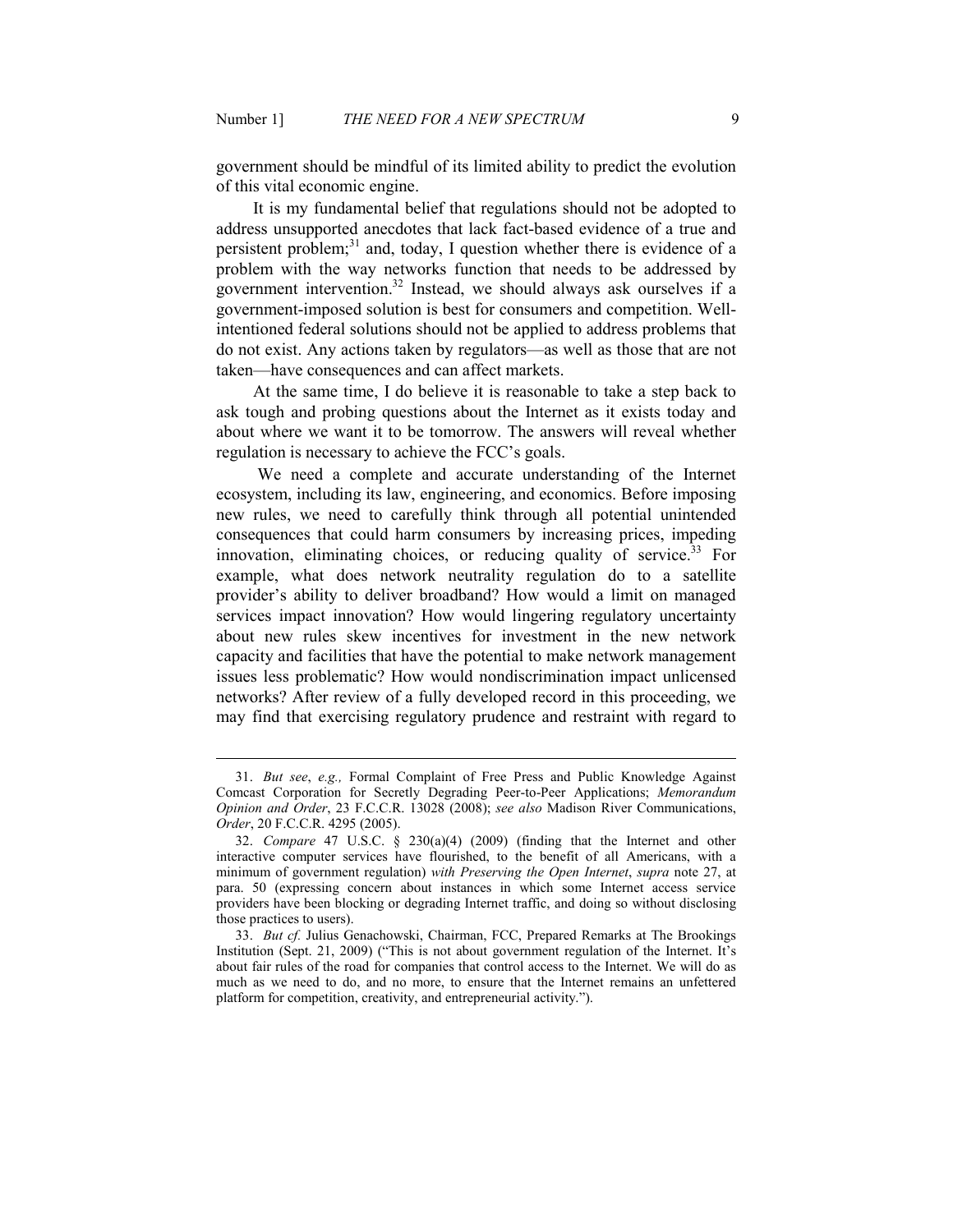government should be mindful of its limited ability to predict the evolution of this vital economic engine.

It is my fundamental belief that regulations should not be adopted to address unsupported anecdotes that lack fact-based evidence of a true and persistent problem;[31] and, today, I question whether there is evidence of a problem with the way networks function that needs to be addressed by government intervention.[32] Instead, we should always ask ourselves if a government-imposed solution is best for consumers and competition. Well-intentioned federal solutions should not be applied to address problems that do not exist. Any actions taken by regulators—as well as those that are not taken—have consequences and can affect markets.

At the same time, I do believe it is reasonable to take a step back to ask tough and probing questions about the Internet as it exists today and about where we want it to be tomorrow. The answers will reveal whether regulation is necessary to achieve the FCC's goals.

We need a complete and accurate understanding of the Internet ecosystem, including its law, engineering, and economics. Before imposing new rules, we need to carefully think through all potential unintended consequences that could harm consumers by increasing prices, impeding innovation, eliminating choices, or reducing quality of service.[33] For example, what does network neutrality regulation do to a satellite provider's ability to deliver broadband? How would a limit on managed services impact innovation? How would lingering regulatory uncertainty about new rules skew incentives for investment in the new network capacity and facilities that have the potential to make network management issues less problematic? How would nondiscrimination impact unlicensed networks? After review of a fully developed record in this proceeding, we may find that exercising regulatory prudence and restraint with regard to

---

31. *But see*, *e.g.,* Formal Complaint of Free Press and Public Knowledge Against Comcast Corporation for Secretly Degrading Peer-to-Peer Applications; *Memorandum Opinion and Order*, 23 F.C.C.R. 13028 (2008); *see also* Madison River Communications, *Order*, 20 F.C.C.R. 4295 (2005).

32. *Compare* 47 U.S.C. § 230(a)(4) (2009) (finding that the Internet and other interactive computer services have flourished, to the benefit of all Americans, with a minimum of government regulation) *with Preserving the Open Internet*, *supra* note 27, at para. 50 (expressing concern about instances in which some Internet access service providers have been blocking or degrading Internet traffic, and doing so without disclosing those practices to users).

33. *But cf.* Julius Genachowski, Chairman, FCC, Prepared Remarks at The Brookings Institution (Sept. 21, 2009) ("This is not about government regulation of the Internet. It's about fair rules of the road for companies that control access to the Internet. We will do as much as we need to do, and no more, to ensure that the Internet remains an unfettered platform for competition, creativity, and entrepreneurial activity.").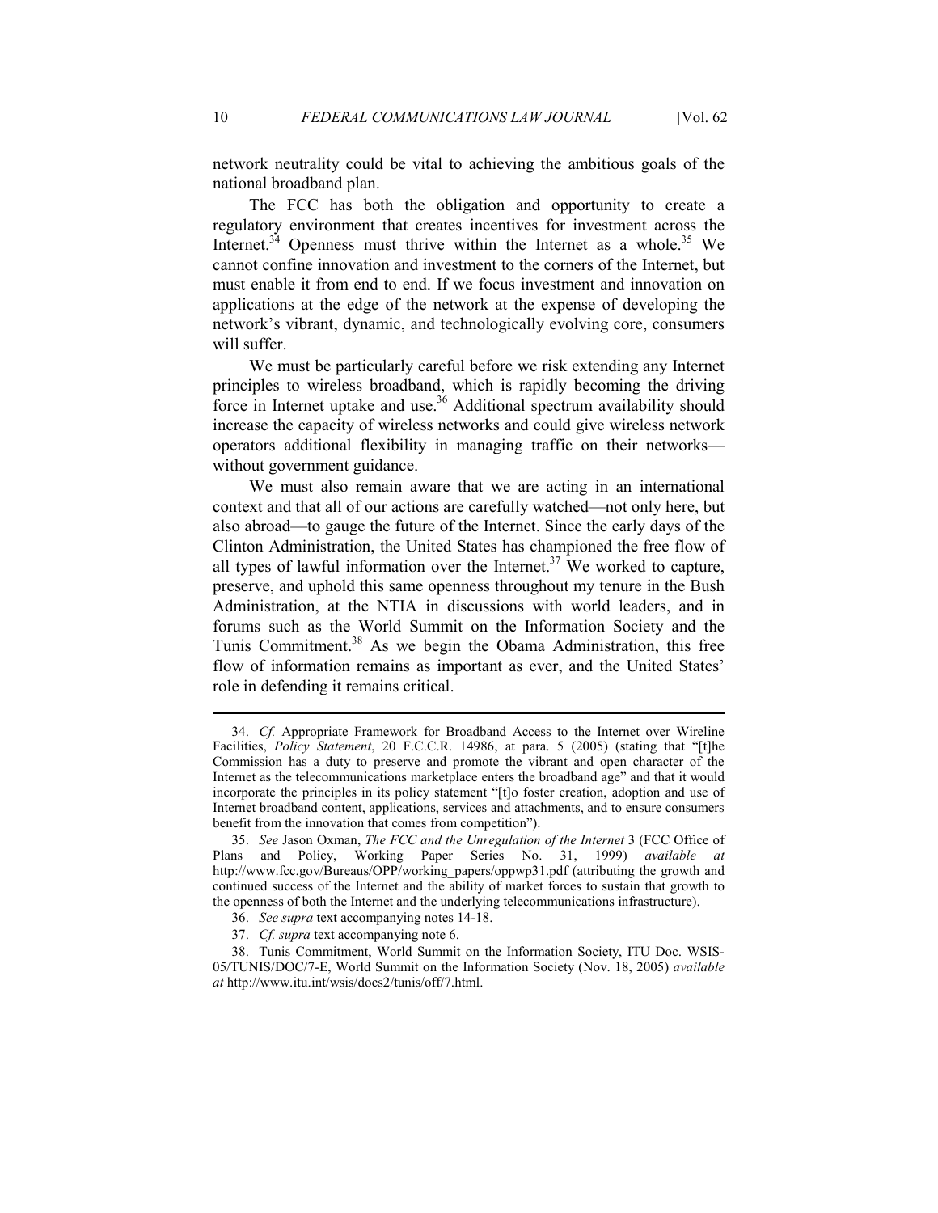network neutrality could be vital to achieving the ambitious goals of the national broadband plan.

The FCC has both the obligation and opportunity to create a regulatory environment that creates incentives for investment across the Internet.[34] Openness must thrive within the Internet as a whole.[35] We cannot confine innovation and investment to the corners of the Internet, but must enable it from end to end. If we focus investment and innovation on applications at the edge of the network at the expense of developing the network's vibrant, dynamic, and technologically evolving core, consumers will suffer.

We must be particularly careful before we risk extending any Internet principles to wireless broadband, which is rapidly becoming the driving force in Internet uptake and use.[36] Additional spectrum availability should increase the capacity of wireless networks and could give wireless network operators additional flexibility in managing traffic on their networks—without government guidance.

We must also remain aware that we are acting in an international context and that all of our actions are carefully watched—not only here, but also abroad—to gauge the future of the Internet. Since the early days of the Clinton Administration, the United States has championed the free flow of all types of lawful information over the Internet.[37] We worked to capture, preserve, and uphold this same openness throughout my tenure in the Bush Administration, at the NTIA in discussions with world leaders, and in forums such as the World Summit on the Information Society and the Tunis Commitment.[38] As we begin the Obama Administration, this free flow of information remains as important as ever, and the United States' role in defending it remains critical.

---

34. *Cf.* Appropriate Framework for Broadband Access to the Internet over Wireline Facilities, *Policy Statement*, 20 F.C.C.R. 14986, at para. 5 (2005) (stating that "[t]he Commission has a duty to preserve and promote the vibrant and open character of the Internet as the telecommunications marketplace enters the broadband age" and that it would incorporate the principles in its policy statement "[t]o foster creation, adoption and use of Internet broadband content, applications, services and attachments, and to ensure consumers benefit from the innovation that comes from competition").

35. *See* Jason Oxman, *The FCC and the Unregulation of the Internet* 3 (FCC Office of Plans and Policy, Working Paper Series No. 31, 1999) *available at* http://www.fcc.gov/Bureaus/OPP/working_papers/oppwp31.pdf (attributing the growth and continued success of the Internet and the ability of market forces to sustain that growth to the openness of both the Internet and the underlying telecommunications infrastructure).

36. *See supra* text accompanying notes 14-18.

37. *Cf. supra* text accompanying note 6.

38. Tunis Commitment, World Summit on the Information Society, ITU Doc. WSIS-05/TUNIS/DOC/7-E, World Summit on the Information Society (Nov. 18, 2005) *available at* http://www.itu.int/wsis/docs2/tunis/off/7.html.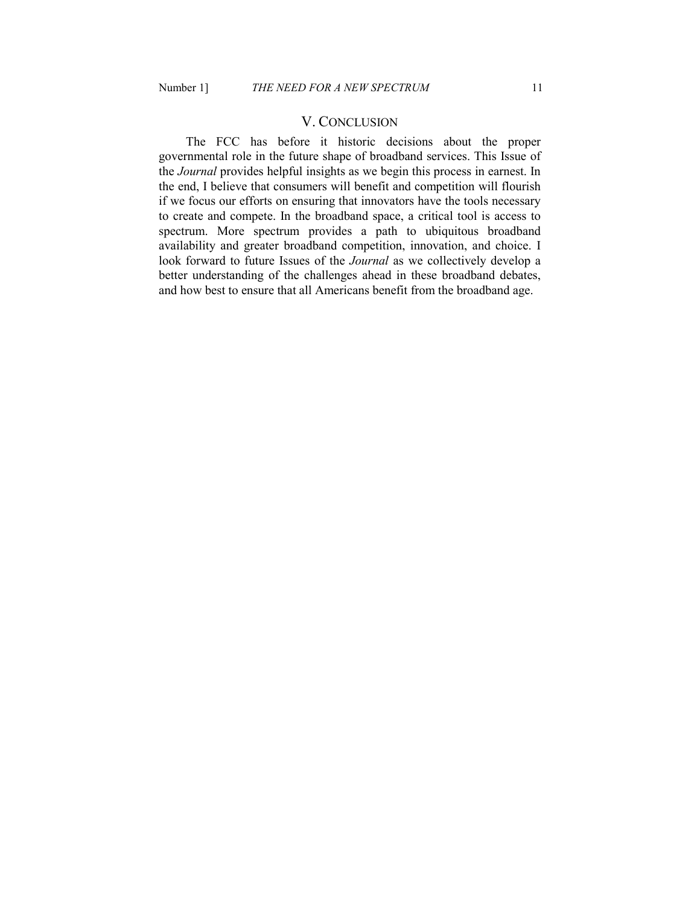## V. CONCLUSION

The FCC has before it historic decisions about the proper governmental role in the future shape of broadband services. This Issue of the *Journal* provides helpful insights as we begin this process in earnest. In the end, I believe that consumers will benefit and competition will flourish if we focus our efforts on ensuring that innovators have the tools necessary to create and compete. In the broadband space, a critical tool is access to spectrum. More spectrum provides a path to ubiquitous broadband availability and greater broadband competition, innovation, and choice. I look forward to future Issues of the *Journal* as we collectively develop a better understanding of the challenges ahead in these broadband debates, and how best to ensure that all Americans benefit from the broadband age.